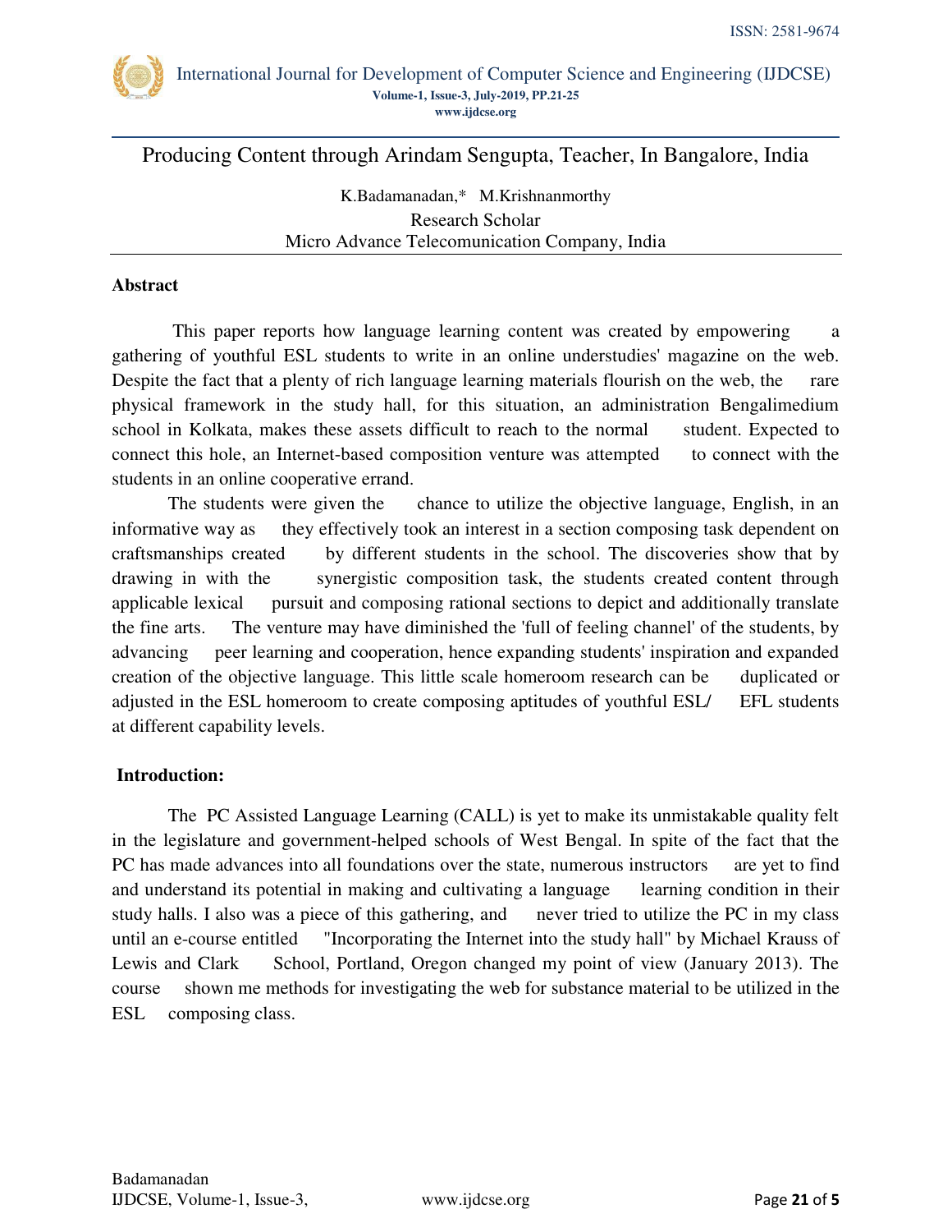# Producing Content through Arindam Sengupta, Teacher, In Bangalore, India

K.Badamanadan,* M.Krishnanmorthy
Research Scholar
Micro Advance Telecomunication Company, India

## Abstract

This paper reports how language learning content was created by empowering a gathering of youthful ESL students to write in an online understudies' magazine on the web. Despite the fact that a plenty of rich language learning materials flourish on the web, the rare physical framework in the study hall, for this situation, an administration Bengalimedium school in Kolkata, makes these assets difficult to reach to the normal student. Expected to connect this hole, an Internet-based composition venture was attempted to connect with the students in an online cooperative errand.

The students were given the chance to utilize the objective language, English, in an informative way as they effectively took an interest in a section composing task dependent on craftsmanships created by different students in the school. The discoveries show that by drawing in with the synergistic composition task, the students created content through applicable lexical pursuit and composing rational sections to depict and additionally translate the fine arts. The venture may have diminished the 'full of feeling channel' of the students, by advancing peer learning and cooperation, hence expanding students' inspiration and expanded creation of the objective language. This little scale homeroom research can be duplicated or adjusted in the ESL homeroom to create composing aptitudes of youthful ESL/ EFL students at different capability levels.

## Introduction:

The PC Assisted Language Learning (CALL) is yet to make its unmistakable quality felt in the legislature and government-helped schools of West Bengal. In spite of the fact that the PC has made advances into all foundations over the state, numerous instructors are yet to find and understand its potential in making and cultivating a language learning condition in their study halls. I also was a piece of this gathering, and never tried to utilize the PC in my class until an e-course entitled "Incorporating the Internet into the study hall" by Michael Krauss of Lewis and Clark School, Portland, Oregon changed my point of view (January 2013). The course shown me methods for investigating the web for substance material to be utilized in the ESL composing class.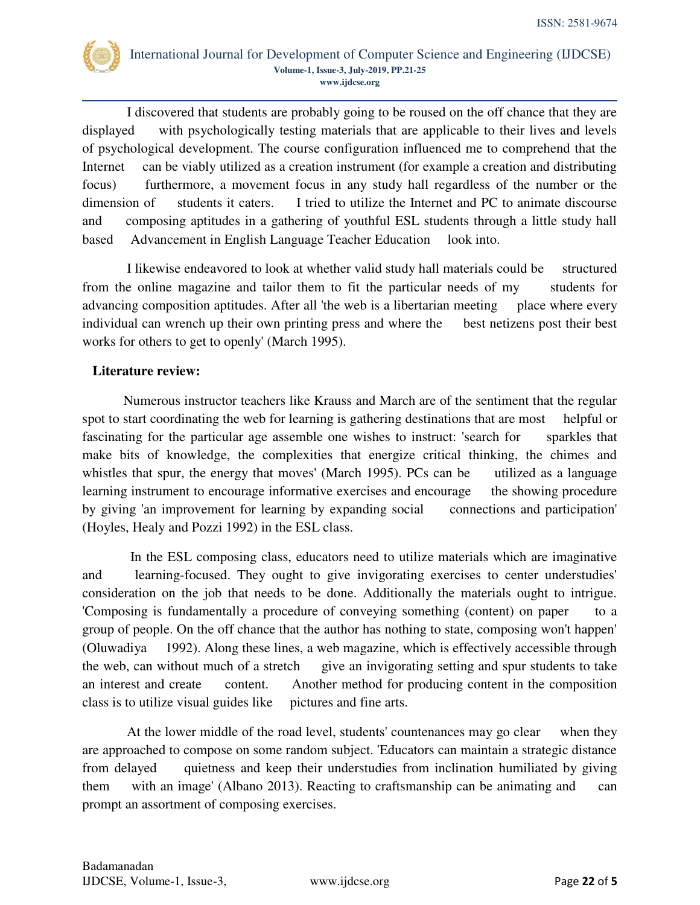I discovered that students are probably going to be roused on the off chance that they are displayed with psychologically testing materials that are applicable to their lives and levels of psychological development. The course configuration influenced me to comprehend that the Internet can be viably utilized as a creation instrument (for example a creation and distributing focus) furthermore, a movement focus in any study hall regardless of the number or the dimension of students it caters. I tried to utilize the Internet and PC to animate discourse and composing aptitudes in a gathering of youthful ESL students through a little study hall based Advancement in English Language Teacher Education look into.

I likewise endeavored to look at whether valid study hall materials could be structured from the online magazine and tailor them to fit the particular needs of my students for advancing composition aptitudes. After all 'the web is a libertarian meeting place where every individual can wrench up their own printing press and where the best netizens post their best works for others to get to openly' (March 1995).

**Literature review:**

Numerous instructor teachers like Krauss and March are of the sentiment that the regular spot to start coordinating the web for learning is gathering destinations that are most helpful or fascinating for the particular age assemble one wishes to instruct: 'search for sparkles that make bits of knowledge, the complexities that energize critical thinking, the chimes and whistles that spur, the energy that moves' (March 1995). PCs can be utilized as a language learning instrument to encourage informative exercises and encourage the showing procedure by giving 'an improvement for learning by expanding social connections and participation' (Hoyles, Healy and Pozzi 1992) in the ESL class.

In the ESL composing class, educators need to utilize materials which are imaginative and learning-focused. They ought to give invigorating exercises to center understudies' consideration on the job that needs to be done. Additionally the materials ought to intrigue. 'Composing is fundamentally a procedure of conveying something (content) on paper to a group of people. On the off chance that the author has nothing to state, composing won't happen' (Oluwadiya 1992). Along these lines, a web magazine, which is effectively accessible through the web, can without much of a stretch give an invigorating setting and spur students to take an interest and create content. Another method for producing content in the composition class is to utilize visual guides like pictures and fine arts.

At the lower middle of the road level, students' countenances may go clear when they are approached to compose on some random subject. 'Educators can maintain a strategic distance from delayed quietness and keep their understudies from inclination humiliated by giving them with an image' (Albano 2013). Reacting to craftsmanship can be animating and can prompt an assortment of composing exercises.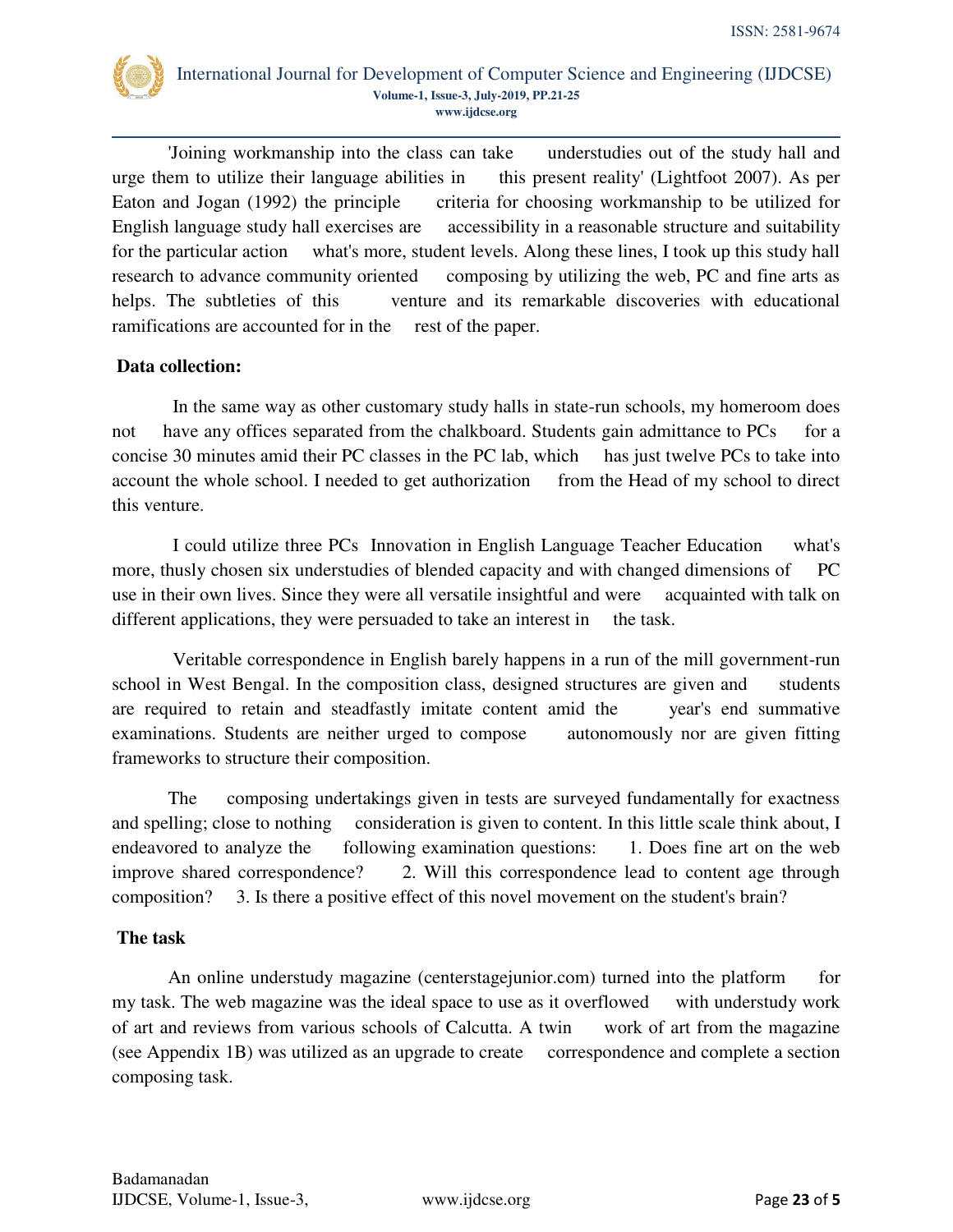'Joining workmanship into the class can take understudies out of the study hall and urge them to utilize their language abilities in this present reality' (Lightfoot 2007). As per Eaton and Jogan (1992) the principle criteria for choosing workmanship to be utilized for English language study hall exercises are accessibility in a reasonable structure and suitability for the particular action what's more, student levels. Along these lines, I took up this study hall research to advance community oriented composing by utilizing the web, PC and fine arts as helps. The subtleties of this venture and its remarkable discoveries with educational ramifications are accounted for in the rest of the paper.

**Data collection:**

In the same way as other customary study halls in state-run schools, my homeroom does not have any offices separated from the chalkboard. Students gain admittance to PCs for a concise 30 minutes amid their PC classes in the PC lab, which has just twelve PCs to take into account the whole school. I needed to get authorization from the Head of my school to direct this venture.

I could utilize three PCs Innovation in English Language Teacher Education what's more, thusly chosen six understudies of blended capacity and with changed dimensions of PC use in their own lives. Since they were all versatile insightful and were acquainted with talk on different applications, they were persuaded to take an interest in the task.

Veritable correspondence in English barely happens in a run of the mill government-run school in West Bengal. In the composition class, designed structures are given and students are required to retain and steadfastly imitate content amid the year's end summative examinations. Students are neither urged to compose autonomously nor are given fitting frameworks to structure their composition.

The composing undertakings given in tests are surveyed fundamentally for exactness and spelling; close to nothing consideration is given to content. In this little scale think about, I endeavored to analyze the following examination questions: 1. Does fine art on the web improve shared correspondence? 2. Will this correspondence lead to content age through composition? 3. Is there a positive effect of this novel movement on the student's brain?

**The task**

An online understudy magazine (centerstagejunior.com) turned into the platform for my task. The web magazine was the ideal space to use as it overflowed with understudy work of art and reviews from various schools of Calcutta. A twin work of art from the magazine (see Appendix 1B) was utilized as an upgrade to create correspondence and complete a section composing task.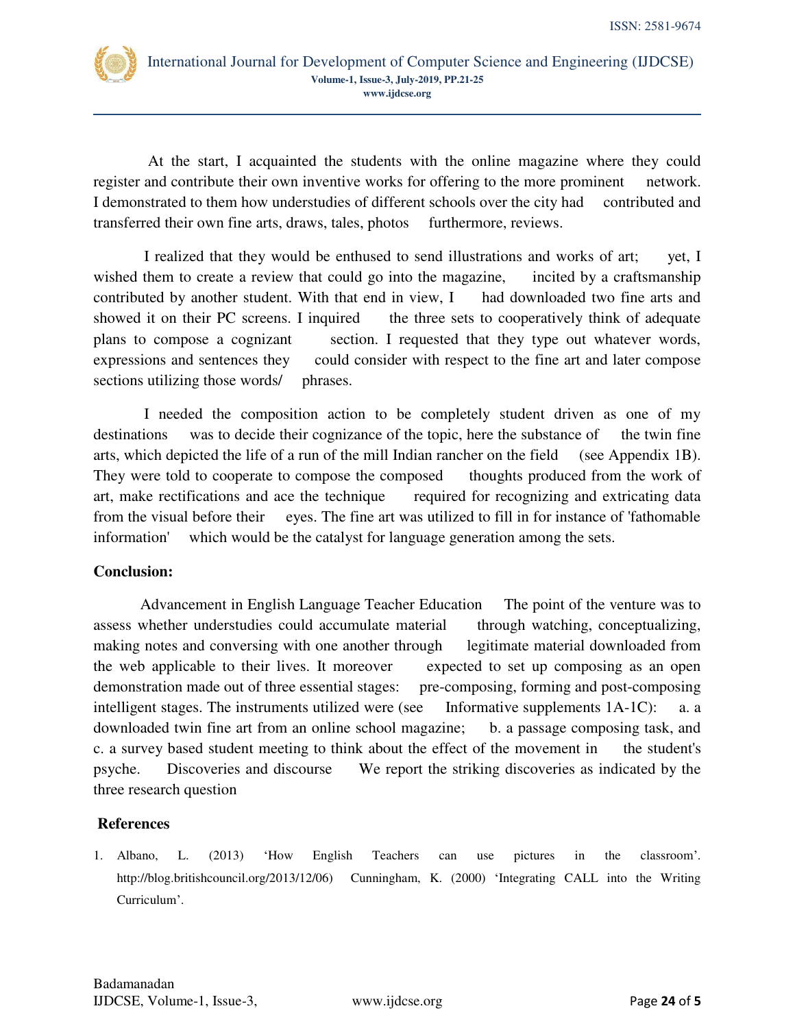At the start, I acquainted the students with the online magazine where they could register and contribute their own inventive works for offering to the more prominent network. I demonstrated to them how understudies of different schools over the city had contributed and transferred their own fine arts, draws, tales, photos furthermore, reviews.

I realized that they would be enthused to send illustrations and works of art; yet, I wished them to create a review that could go into the magazine, incited by a craftsmanship contributed by another student. With that end in view, I had downloaded two fine arts and showed it on their PC screens. I inquired the three sets to cooperatively think of adequate plans to compose a cognizant section. I requested that they type out whatever words, expressions and sentences they could consider with respect to the fine art and later compose sections utilizing those words/ phrases.

I needed the composition action to be completely student driven as one of my destinations was to decide their cognizance of the topic, here the substance of the twin fine arts, which depicted the life of a run of the mill Indian rancher on the field (see Appendix 1B). They were told to cooperate to compose the composed thoughts produced from the work of art, make rectifications and ace the technique required for recognizing and extricating data from the visual before their eyes. The fine art was utilized to fill in for instance of 'fathomable information' which would be the catalyst for language generation among the sets.

**Conclusion:**

Advancement in English Language Teacher Education The point of the venture was to assess whether understudies could accumulate material through watching, conceptualizing, making notes and conversing with one another through legitimate material downloaded from the web applicable to their lives. It moreover expected to set up composing as an open demonstration made out of three essential stages: pre-composing, forming and post-composing intelligent stages. The instruments utilized were (see Informative supplements 1A-1C): a. a downloaded twin fine art from an online school magazine; b. a passage composing task, and c. a survey based student meeting to think about the effect of the movement in the student's psyche. Discoveries and discourse We report the striking discoveries as indicated by the three research question

**References**

1. Albano, L. (2013) 'How English Teachers can use pictures in the classroom'. http://blog.britishcouncil.org/2013/12/06) Cunningham, K. (2000) 'Integrating CALL into the Writing Curriculum'.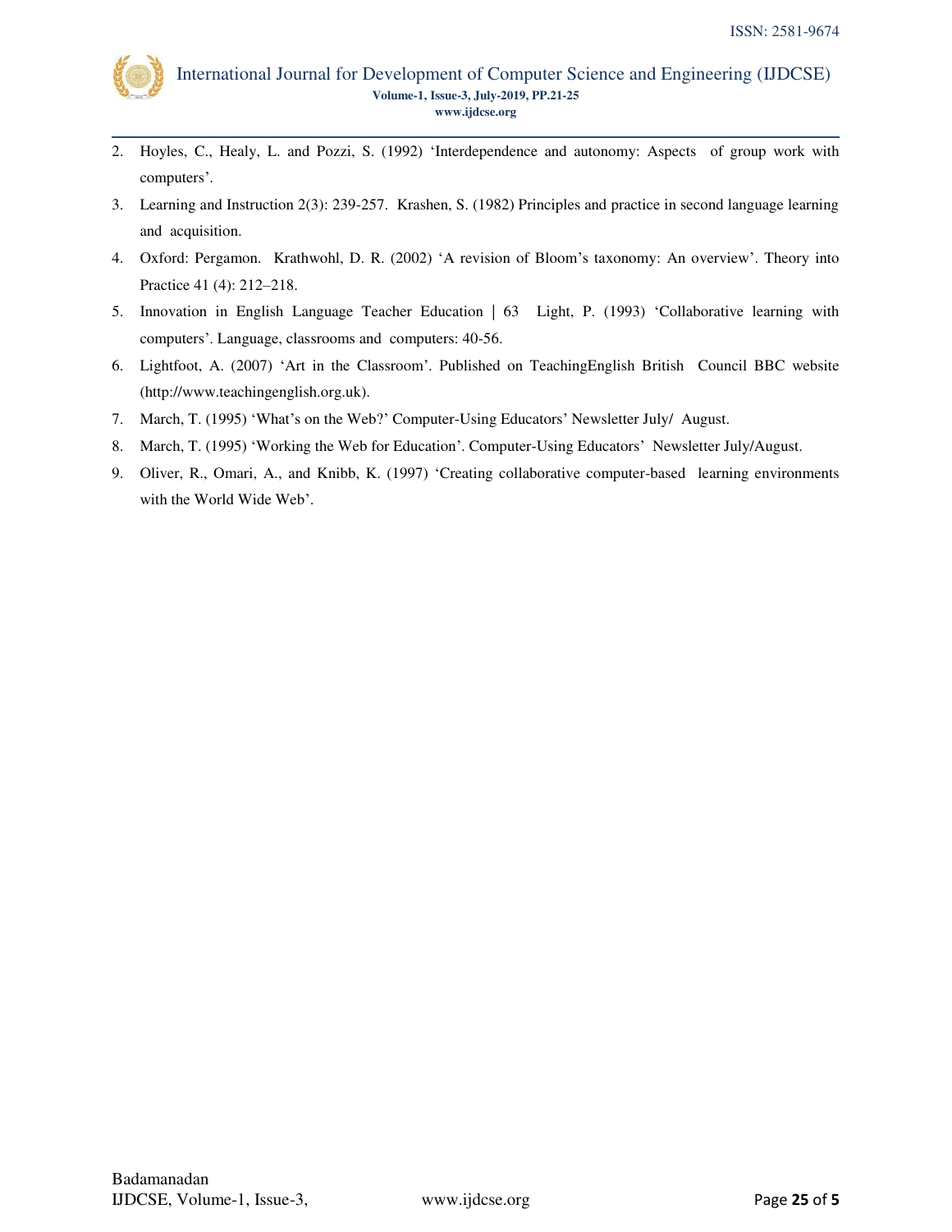2. Hoyles, C., Healy, L. and Pozzi, S. (1992) 'Interdependence and autonomy: Aspects of group work with computers'.
3. Learning and Instruction 2(3): 239-257. Krashen, S. (1982) Principles and practice in second language learning and acquisition.
4. Oxford: Pergamon. Krathwohl, D. R. (2002) 'A revision of Bloom's taxonomy: An overview'. Theory into Practice 41 (4): 212–218.
5. Innovation in English Language Teacher Education | 63 Light, P. (1993) 'Collaborative learning with computers'. Language, classrooms and computers: 40-56.
6. Lightfoot, A. (2007) 'Art in the Classroom'. Published on TeachingEnglish British Council BBC website (http://www.teachingenglish.org.uk).
7. March, T. (1995) 'What's on the Web?' Computer-Using Educators' Newsletter July/ August.
8. March, T. (1995) 'Working the Web for Education'. Computer-Using Educators' Newsletter July/August.
9. Oliver, R., Omari, A., and Knibb, K. (1997) 'Creating collaborative computer-based learning environments with the World Wide Web'.